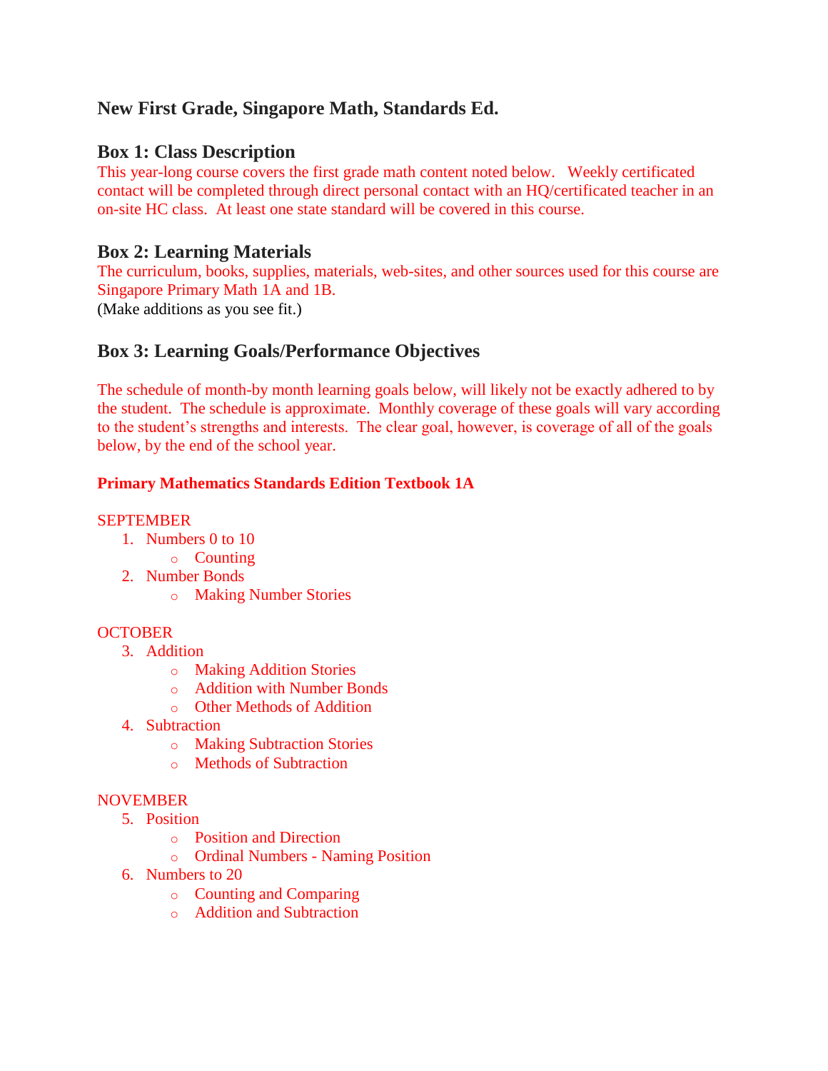## New First Grade, Singapore Math, Standards Ed.

### Box 1: Class Description

This year-long course covers the first grade math content noted below. Weekly certificated contact will be completed through direct personal contact with an HQ/certificated teacher in an on-site HC class. At least one state standard will be covered in this course.

### Box 2: Learning Materials

The curriculum, books, supplies, materials, web-sites, and other sources used for this course are Singapore Primary Math 1A and 1B.
(Make additions as you see fit.)

### Box 3: Learning Goals/Performance Objectives

The schedule of month-by month learning goals below, will likely not be exactly adhered to by the student. The schedule is approximate. Monthly coverage of these goals will vary according to the student's strengths and interests. The clear goal, however, is coverage of all of the goals below, by the end of the school year.

**Primary Mathematics Standards Edition Textbook 1A**

SEPTEMBER

1. Numbers 0 to 10
   - Counting
2. Number Bonds
   - Making Number Stories

OCTOBER

3. Addition
   - Making Addition Stories
   - Addition with Number Bonds
   - Other Methods of Addition
4. Subtraction
   - Making Subtraction Stories
   - Methods of Subtraction

NOVEMBER

5. Position
   - Position and Direction
   - Ordinal Numbers - Naming Position
6. Numbers to 20
   - Counting and Comparing
   - Addition and Subtraction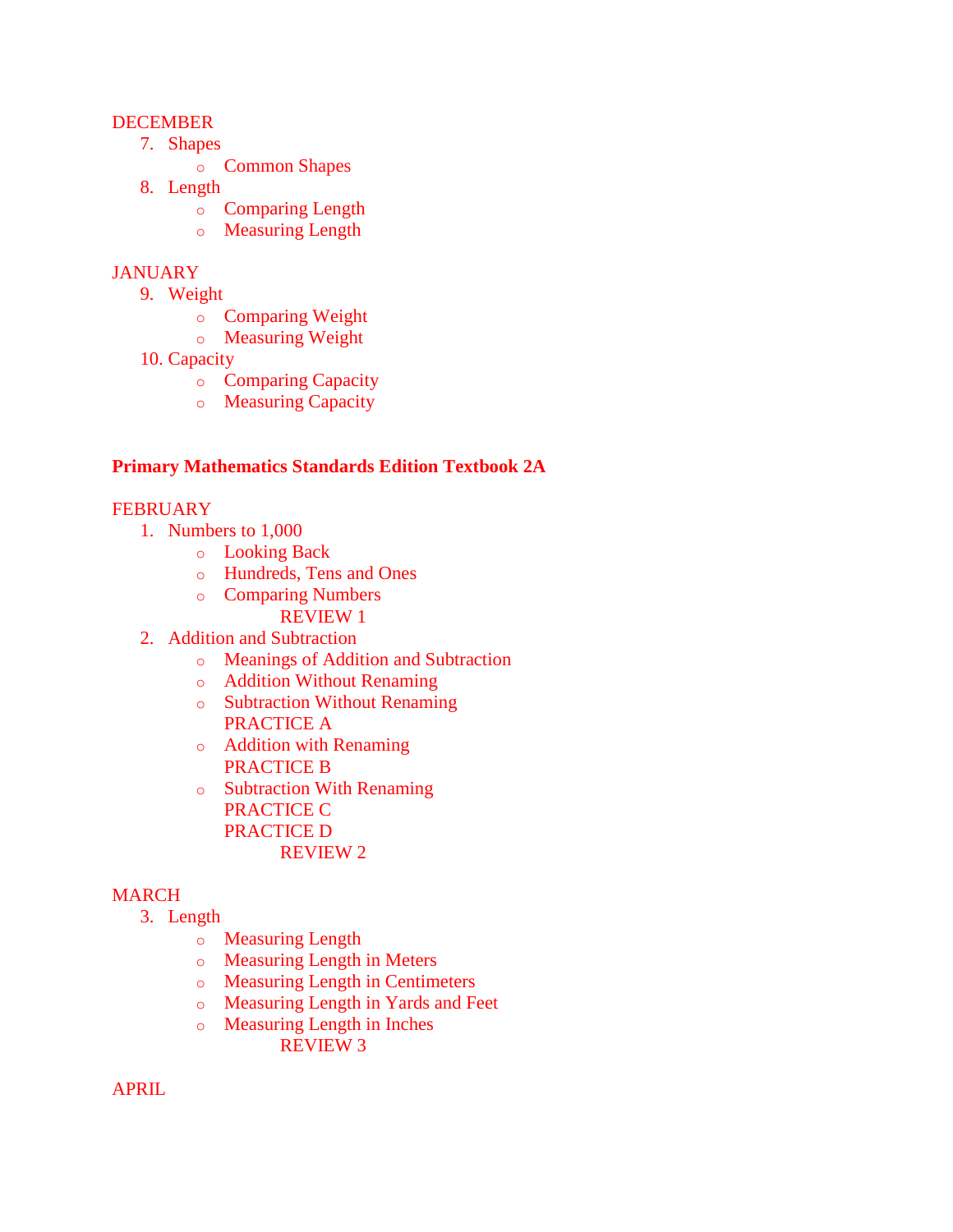DECEMBER

7. Shapes
    - Common Shapes
8. Length
    - Comparing Length
    - Measuring Length

JANUARY

9. Weight
    - Comparing Weight
    - Measuring Weight
10. Capacity
    - Comparing Capacity
    - Measuring Capacity

**Primary Mathematics Standards Edition Textbook 2A**

FEBRUARY

1. Numbers to 1,000
    - Looking Back
    - Hundreds, Tens and Ones
    - Comparing Numbers

      REVIEW 1
2. Addition and Subtraction
    - Meanings of Addition and Subtraction
    - Addition Without Renaming
    - Subtraction Without Renaming

      PRACTICE A
    - Addition with Renaming

      PRACTICE B
    - Subtraction With Renaming

      PRACTICE C

      PRACTICE D

      REVIEW 2

MARCH

3. Length
    - Measuring Length
    - Measuring Length in Meters
    - Measuring Length in Centimeters
    - Measuring Length in Yards and Feet
    - Measuring Length in Inches

      REVIEW 3

APRIL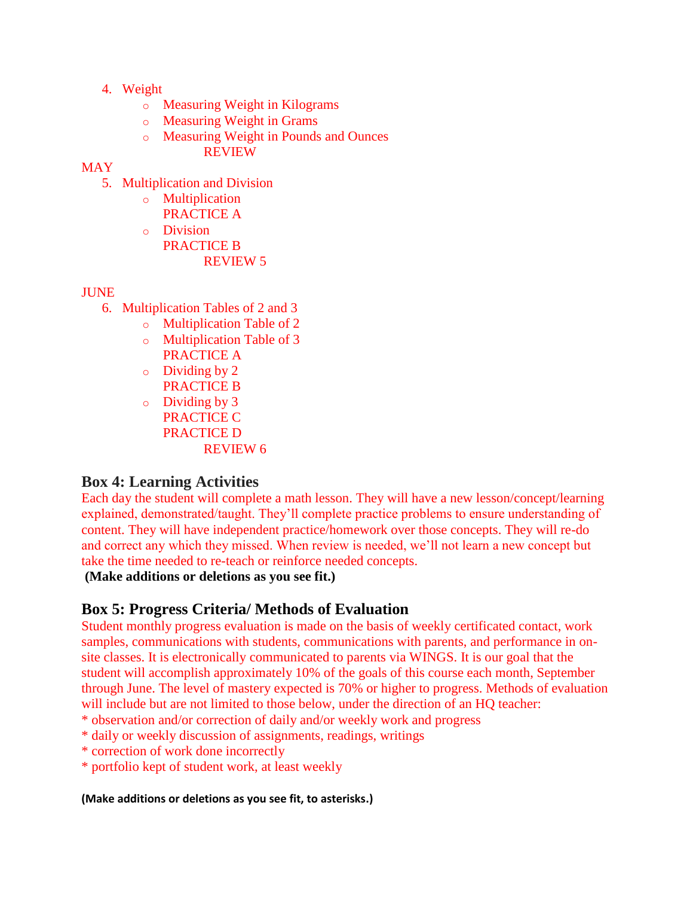4. Weight
    - Measuring Weight in Kilograms
    - Measuring Weight in Grams
    - Measuring Weight in Pounds and Ounces

        REVIEW

MAY

5. Multiplication and Division
    - Multiplication

      PRACTICE A
    - Division

      PRACTICE B

        REVIEW 5

JUNE

6. Multiplication Tables of 2 and 3
    - Multiplication Table of 2
    - Multiplication Table of 3

      PRACTICE A
    - Dividing by 2

      PRACTICE B
    - Dividing by 3

      PRACTICE C

      PRACTICE D

        REVIEW 6

## Box 4: Learning Activities

Each day the student will complete a math lesson. They will have a new lesson/concept/learning explained, demonstrated/taught. They'll complete practice problems to ensure understanding of content. They will have independent practice/homework over those concepts. They will re-do and correct any which they missed. When review is needed, we'll not learn a new concept but take the time needed to re-teach or reinforce needed concepts.

**(Make additions or deletions as you see fit.)**

## Box 5: Progress Criteria/ Methods of Evaluation

Student monthly progress evaluation is made on the basis of weekly certificated contact, work samples, communications with students, communications with parents, and performance in on-site classes. It is electronically communicated to parents via WINGS. It is our goal that the student will accomplish approximately 10% of the goals of this course each month, September through June. The level of mastery expected is 70% or higher to progress. Methods of evaluation will include but are not limited to those below, under the direction of an HQ teacher:

* observation and/or correction of daily and/or weekly work and progress
* daily or weekly discussion of assignments, readings, writings
* correction of work done incorrectly
* portfolio kept of student work, at least weekly

**(Make additions or deletions as you see fit, to asterisks.)**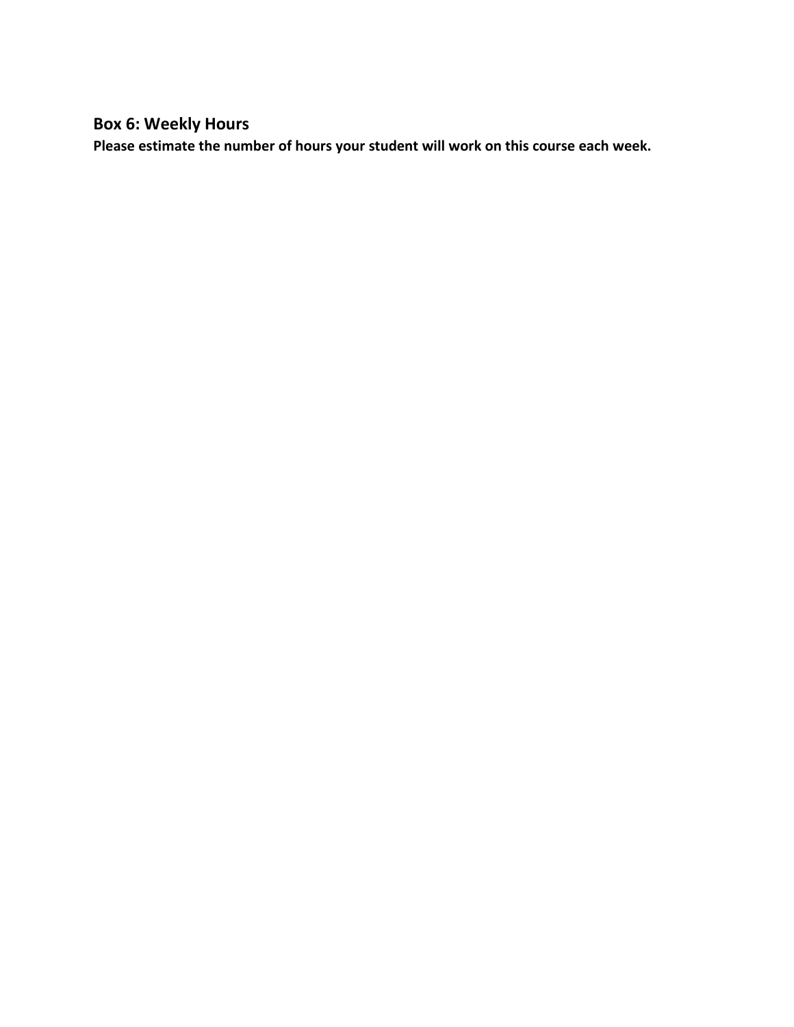## Box 6: Weekly Hours

**Please estimate the number of hours your student will work on this course each week.**